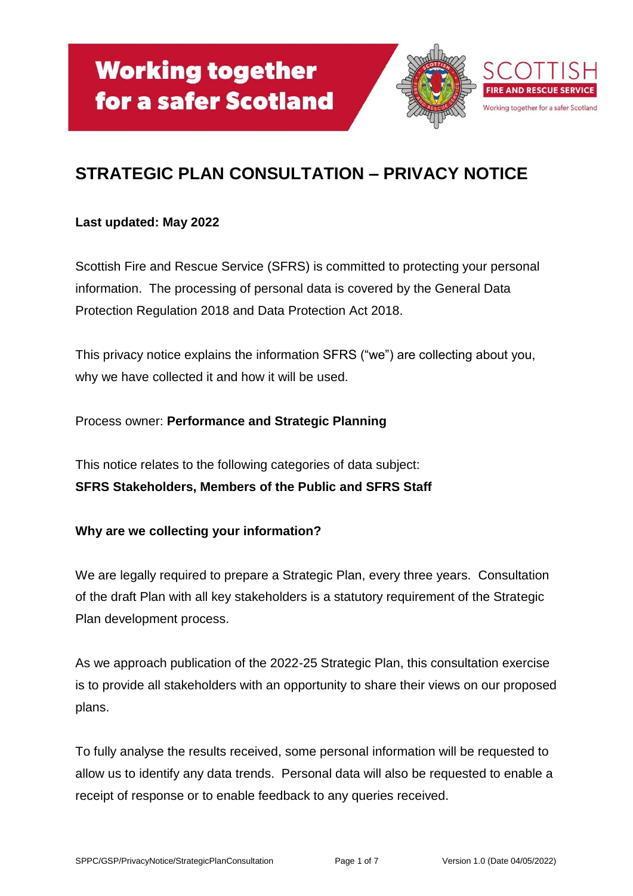# STRATEGIC PLAN CONSULTATION – PRIVACY NOTICE

**Last updated: May 2022**

Scottish Fire and Rescue Service (SFRS) is committed to protecting your personal information. The processing of personal data is covered by the General Data Protection Regulation 2018 and Data Protection Act 2018.

This privacy notice explains the information SFRS ("we") are collecting about you, why we have collected it and how it will be used.

Process owner: **Performance and Strategic Planning**

This notice relates to the following categories of data subject:
**SFRS Stakeholders, Members of the Public and SFRS Staff**

**Why are we collecting your information?**

We are legally required to prepare a Strategic Plan, every three years. Consultation of the draft Plan with all key stakeholders is a statutory requirement of the Strategic Plan development process.

As we approach publication of the 2022-25 Strategic Plan, this consultation exercise is to provide all stakeholders with an opportunity to share their views on our proposed plans.

To fully analyse the results received, some personal information will be requested to allow us to identify any data trends. Personal data will also be requested to enable a receipt of response or to enable feedback to any queries received.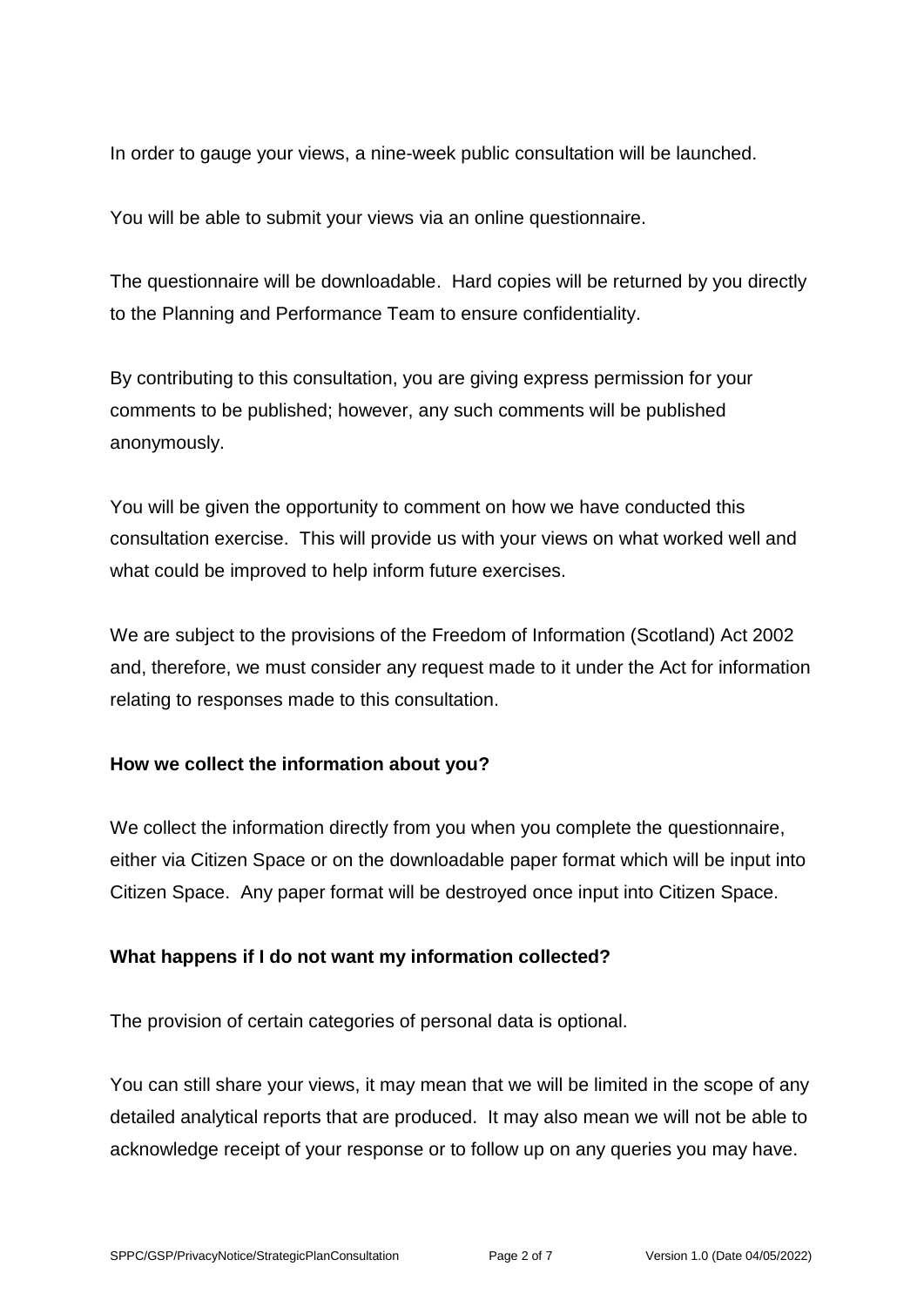In order to gauge your views, a nine-week public consultation will be launched.

You will be able to submit your views via an online questionnaire.

The questionnaire will be downloadable. Hard copies will be returned by you directly to the Planning and Performance Team to ensure confidentiality.

By contributing to this consultation, you are giving express permission for your comments to be published; however, any such comments will be published anonymously.

You will be given the opportunity to comment on how we have conducted this consultation exercise. This will provide us with your views on what worked well and what could be improved to help inform future exercises.

We are subject to the provisions of the Freedom of Information (Scotland) Act 2002 and, therefore, we must consider any request made to it under the Act for information relating to responses made to this consultation.

**How we collect the information about you?**

We collect the information directly from you when you complete the questionnaire, either via Citizen Space or on the downloadable paper format which will be input into Citizen Space. Any paper format will be destroyed once input into Citizen Space.

**What happens if I do not want my information collected?**

The provision of certain categories of personal data is optional.

You can still share your views, it may mean that we will be limited in the scope of any detailed analytical reports that are produced. It may also mean we will not be able to acknowledge receipt of your response or to follow up on any queries you may have.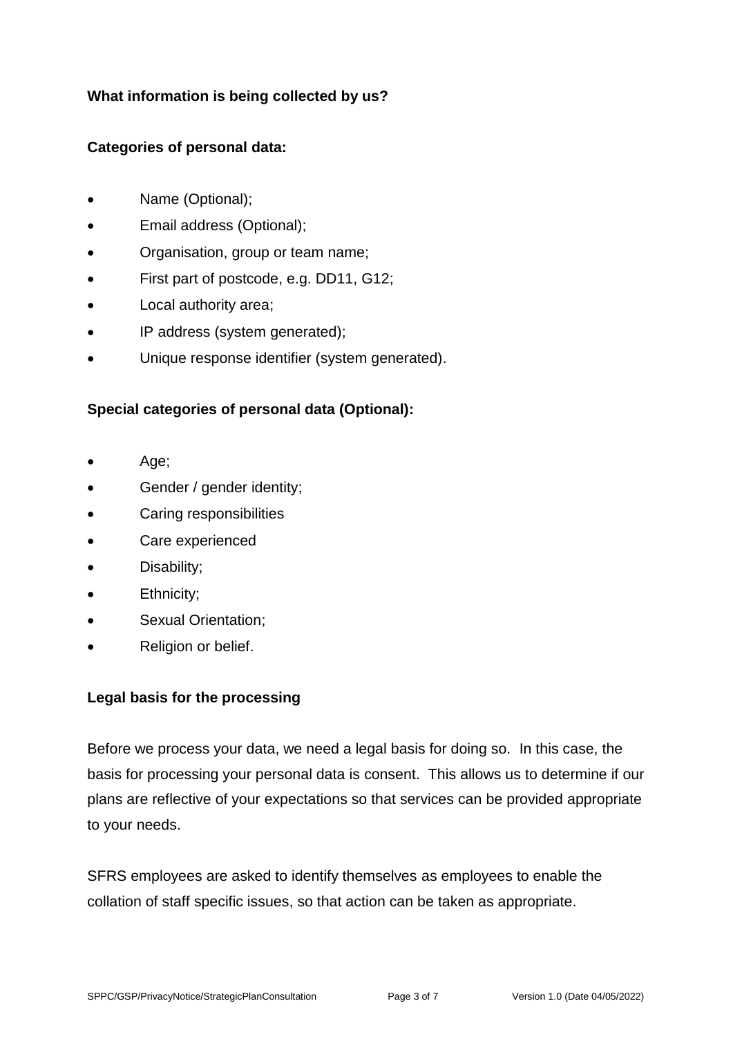**What information is being collected by us?**

**Categories of personal data:**

- Name (Optional);
- Email address (Optional);
- Organisation, group or team name;
- First part of postcode, e.g. DD11, G12;
- Local authority area;
- IP address (system generated);
- Unique response identifier (system generated).

**Special categories of personal data (Optional):**

- Age;
- Gender / gender identity;
- Caring responsibilities
- Care experienced
- Disability;
- Ethnicity;
- Sexual Orientation;
- Religion or belief.

**Legal basis for the processing**

Before we process your data, we need a legal basis for doing so. In this case, the basis for processing your personal data is consent. This allows us to determine if our plans are reflective of your expectations so that services can be provided appropriate to your needs.

SFRS employees are asked to identify themselves as employees to enable the collation of staff specific issues, so that action can be taken as appropriate.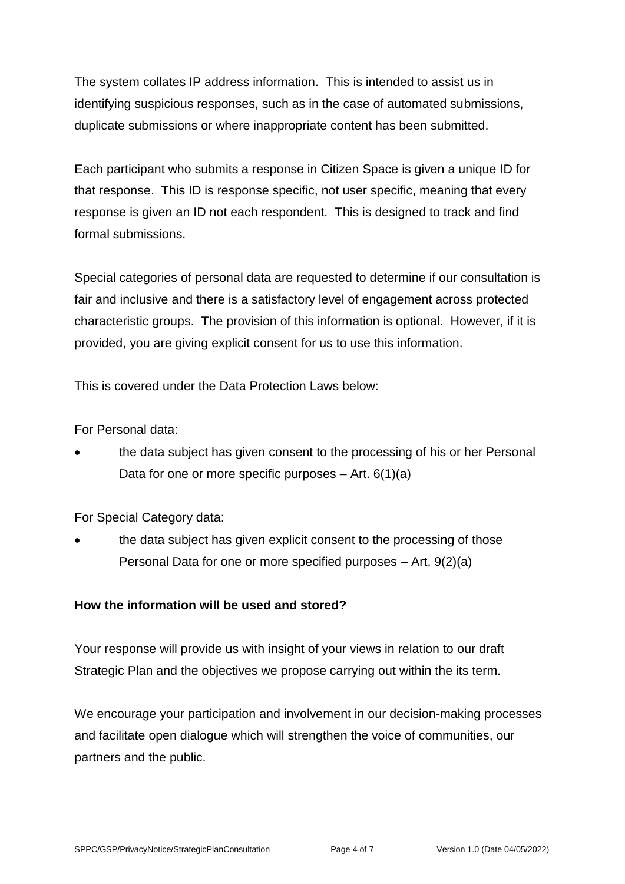The system collates IP address information. This is intended to assist us in identifying suspicious responses, such as in the case of automated submissions, duplicate submissions or where inappropriate content has been submitted.

Each participant who submits a response in Citizen Space is given a unique ID for that response. This ID is response specific, not user specific, meaning that every response is given an ID not each respondent. This is designed to track and find formal submissions.

Special categories of personal data are requested to determine if our consultation is fair and inclusive and there is a satisfactory level of engagement across protected characteristic groups. The provision of this information is optional. However, if it is provided, you are giving explicit consent for us to use this information.

This is covered under the Data Protection Laws below:

For Personal data:

- the data subject has given consent to the processing of his or her Personal Data for one or more specific purposes – Art. 6(1)(a)

For Special Category data:

- the data subject has given explicit consent to the processing of those Personal Data for one or more specified purposes – Art. 9(2)(a)

**How the information will be used and stored?**

Your response will provide us with insight of your views in relation to our draft Strategic Plan and the objectives we propose carrying out within the its term.

We encourage your participation and involvement in our decision-making processes and facilitate open dialogue which will strengthen the voice of communities, our partners and the public.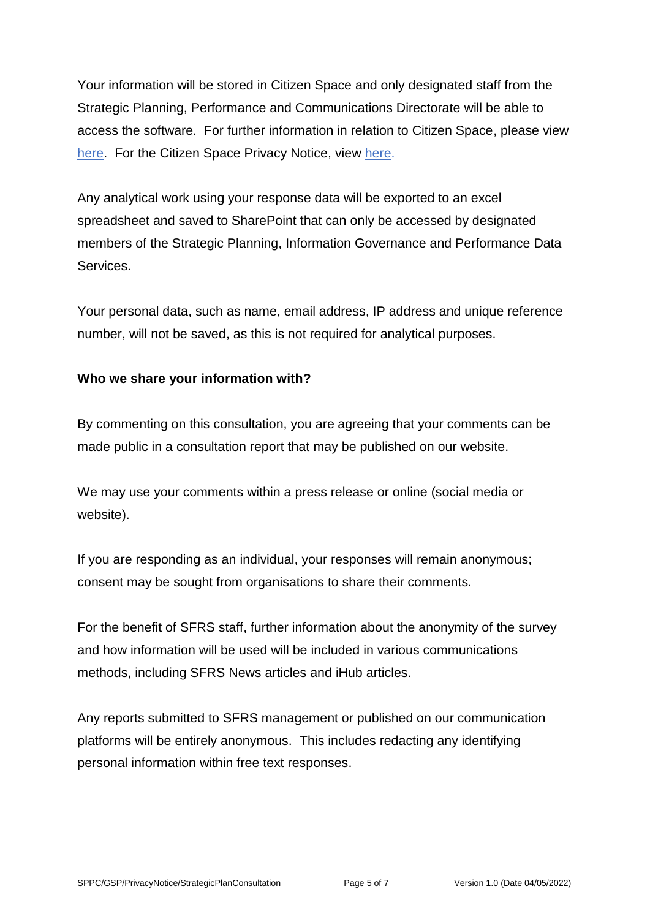Your information will be stored in Citizen Space and only designated staff from the Strategic Planning, Performance and Communications Directorate will be able to access the software. For further information in relation to Citizen Space, please view here. For the Citizen Space Privacy Notice, view here.

Any analytical work using your response data will be exported to an excel spreadsheet and saved to SharePoint that can only be accessed by designated members of the Strategic Planning, Information Governance and Performance Data Services.

Your personal data, such as name, email address, IP address and unique reference number, will not be saved, as this is not required for analytical purposes.

**Who we share your information with?**

By commenting on this consultation, you are agreeing that your comments can be made public in a consultation report that may be published on our website.

We may use your comments within a press release or online (social media or website).

If you are responding as an individual, your responses will remain anonymous; consent may be sought from organisations to share their comments.

For the benefit of SFRS staff, further information about the anonymity of the survey and how information will be used will be included in various communications methods, including SFRS News articles and iHub articles.

Any reports submitted to SFRS management or published on our communication platforms will be entirely anonymous. This includes redacting any identifying personal information within free text responses.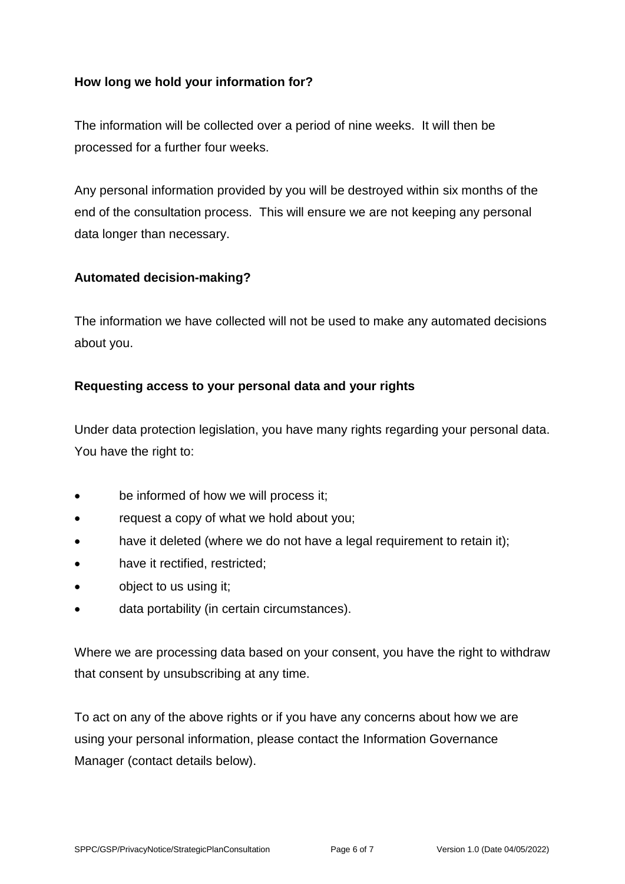**How long we hold your information for?**

The information will be collected over a period of nine weeks. It will then be processed for a further four weeks.

Any personal information provided by you will be destroyed within six months of the end of the consultation process. This will ensure we are not keeping any personal data longer than necessary.

**Automated decision-making?**

The information we have collected will not be used to make any automated decisions about you.

**Requesting access to your personal data and your rights**

Under data protection legislation, you have many rights regarding your personal data. You have the right to:

- be informed of how we will process it;
- request a copy of what we hold about you;
- have it deleted (where we do not have a legal requirement to retain it);
- have it rectified, restricted;
- object to us using it;
- data portability (in certain circumstances).

Where we are processing data based on your consent, you have the right to withdraw that consent by unsubscribing at any time.

To act on any of the above rights or if you have any concerns about how we are using your personal information, please contact the Information Governance Manager (contact details below).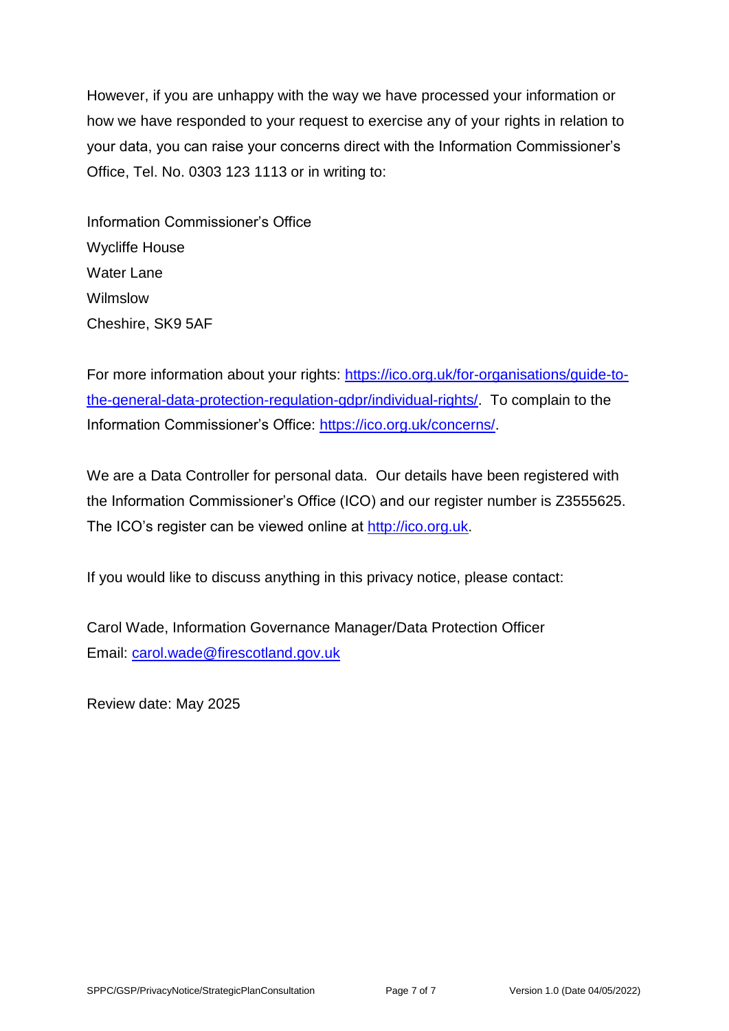However, if you are unhappy with the way we have processed your information or how we have responded to your request to exercise any of your rights in relation to your data, you can raise your concerns direct with the Information Commissioner's Office, Tel. No. 0303 123 1113 or in writing to:

Information Commissioner's Office
Wycliffe House
Water Lane
Wilmslow
Cheshire, SK9 5AF

For more information about your rights: https://ico.org.uk/for-organisations/guide-to-the-general-data-protection-regulation-gdpr/individual-rights/. To complain to the Information Commissioner's Office: https://ico.org.uk/concerns/.

We are a Data Controller for personal data. Our details have been registered with the Information Commissioner's Office (ICO) and our register number is Z3555625. The ICO's register can be viewed online at http://ico.org.uk.

If you would like to discuss anything in this privacy notice, please contact:

Carol Wade, Information Governance Manager/Data Protection Officer
Email: carol.wade@firescotland.gov.uk

Review date: May 2025